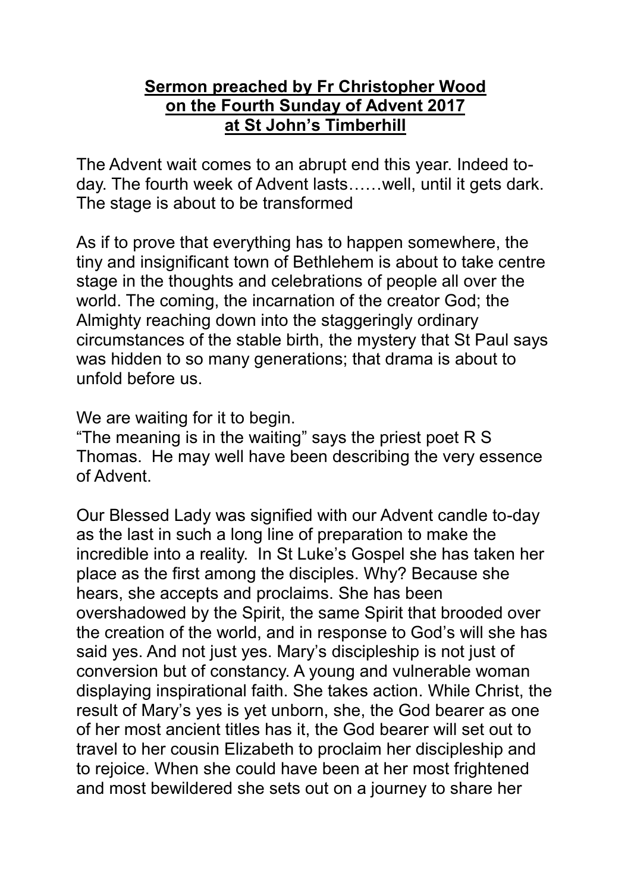**Sermon preached by Fr Christopher Wood on the Fourth Sunday of Advent 2017 at St John's Timberhill**

The Advent wait comes to an abrupt end this year. Indeed to-day. The fourth week of Advent lasts……well, until it gets dark. The stage is about to be transformed

As if to prove that everything has to happen somewhere, the tiny and insignificant town of Bethlehem is about to take centre stage in the thoughts and celebrations of people all over the world. The coming, the incarnation of the creator God; the Almighty reaching down into the staggeringly ordinary circumstances of the stable birth, the mystery that St Paul says was hidden to so many generations; that drama is about to unfold before us.

We are waiting for it to begin.
"The meaning is in the waiting" says the priest poet R S Thomas. He may well have been describing the very essence of Advent.

Our Blessed Lady was signified with our Advent candle to-day as the last in such a long line of preparation to make the incredible into a reality. In St Luke's Gospel she has taken her place as the first among the disciples. Why? Because she hears, she accepts and proclaims. She has been overshadowed by the Spirit, the same Spirit that brooded over the creation of the world, and in response to God's will she has said yes. And not just yes. Mary's discipleship is not just of conversion but of constancy. A young and vulnerable woman displaying inspirational faith. She takes action. While Christ, the result of Mary's yes is yet unborn, she, the God bearer as one of her most ancient titles has it, the God bearer will set out to travel to her cousin Elizabeth to proclaim her discipleship and to rejoice. When she could have been at her most frightened and most bewildered she sets out on a journey to share her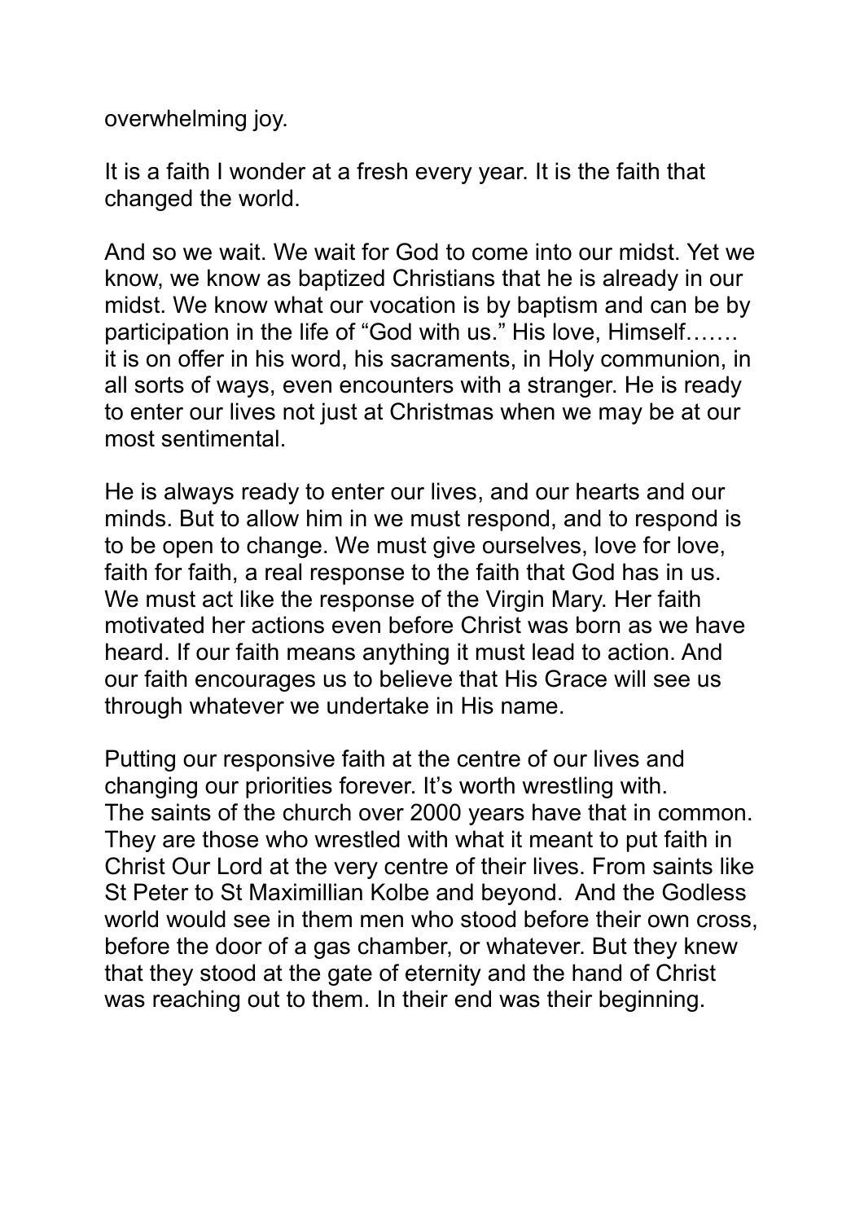overwhelming joy.

It is a faith I wonder at a fresh every year. It is the faith that changed the world.

And so we wait. We wait for God to come into our midst. Yet we know, we know as baptized Christians that he is already in our midst. We know what our vocation is by baptism and can be by participation in the life of "God with us." His love, Himself……. it is on offer in his word, his sacraments, in Holy communion, in all sorts of ways, even encounters with a stranger. He is ready to enter our lives not just at Christmas when we may be at our most sentimental.

He is always ready to enter our lives, and our hearts and our minds. But to allow him in we must respond, and to respond is to be open to change. We must give ourselves, love for love, faith for faith, a real response to the faith that God has in us. We must act like the response of the Virgin Mary. Her faith motivated her actions even before Christ was born as we have heard. If our faith means anything it must lead to action. And our faith encourages us to believe that His Grace will see us through whatever we undertake in His name.

Putting our responsive faith at the centre of our lives and changing our priorities forever. It's worth wrestling with.
The saints of the church over 2000 years have that in common. They are those who wrestled with what it meant to put faith in Christ Our Lord at the very centre of their lives. From saints like St Peter to St Maximillian Kolbe and beyond. And the Godless world would see in them men who stood before their own cross, before the door of a gas chamber, or whatever. But they knew that they stood at the gate of eternity and the hand of Christ was reaching out to them. In their end was their beginning.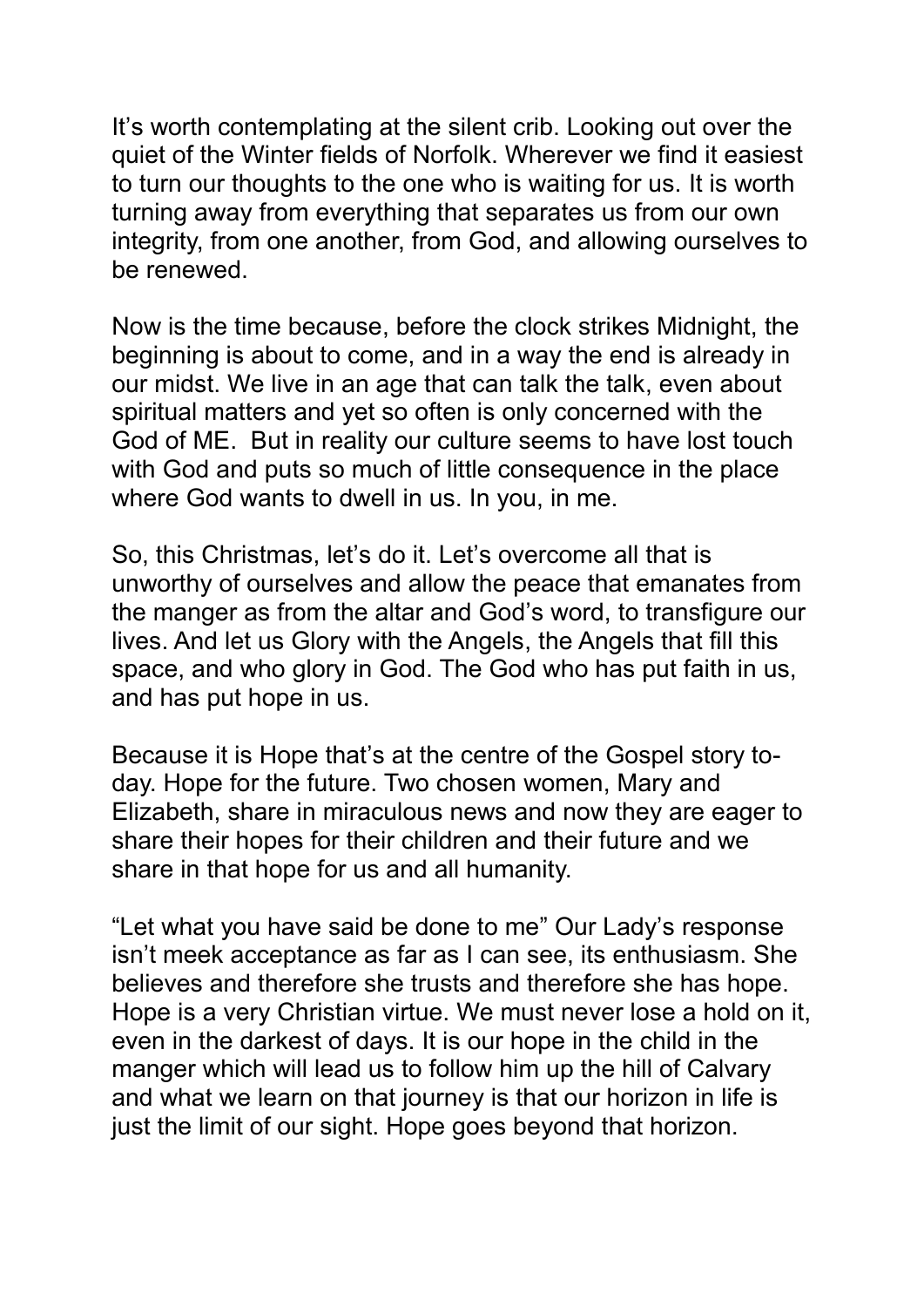It's worth contemplating at the silent crib. Looking out over the quiet of the Winter fields of Norfolk. Wherever we find it easiest to turn our thoughts to the one who is waiting for us. It is worth turning away from everything that separates us from our own integrity, from one another, from God, and allowing ourselves to be renewed.

Now is the time because, before the clock strikes Midnight, the beginning is about to come, and in a way the end is already in our midst. We live in an age that can talk the talk, even about spiritual matters and yet so often is only concerned with the God of ME.  But in reality our culture seems to have lost touch with God and puts so much of little consequence in the place where God wants to dwell in us. In you, in me.

So, this Christmas, let's do it. Let's overcome all that is unworthy of ourselves and allow the peace that emanates from the manger as from the altar and God's word, to transfigure our lives. And let us Glory with the Angels, the Angels that fill this space, and who glory in God. The God who has put faith in us, and has put hope in us.

Because it is Hope that's at the centre of the Gospel story to-day. Hope for the future. Two chosen women, Mary and Elizabeth, share in miraculous news and now they are eager to share their hopes for their children and their future and we share in that hope for us and all humanity.

"Let what you have said be done to me" Our Lady's response isn't meek acceptance as far as I can see, its enthusiasm. She believes and therefore she trusts and therefore she has hope. Hope is a very Christian virtue. We must never lose a hold on it, even in the darkest of days. It is our hope in the child in the manger which will lead us to follow him up the hill of Calvary and what we learn on that journey is that our horizon in life is just the limit of our sight. Hope goes beyond that horizon.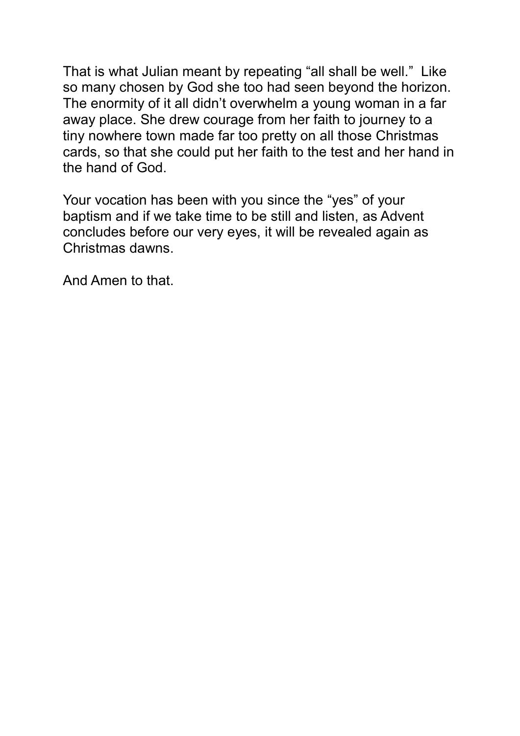That is what Julian meant by repeating "all shall be well." Like so many chosen by God she too had seen beyond the horizon. The enormity of it all didn't overwhelm a young woman in a far away place. She drew courage from her faith to journey to a tiny nowhere town made far too pretty on all those Christmas cards, so that she could put her faith to the test and her hand in the hand of God.

Your vocation has been with you since the "yes" of your baptism and if we take time to be still and listen, as Advent concludes before our very eyes, it will be revealed again as Christmas dawns.

And Amen to that.